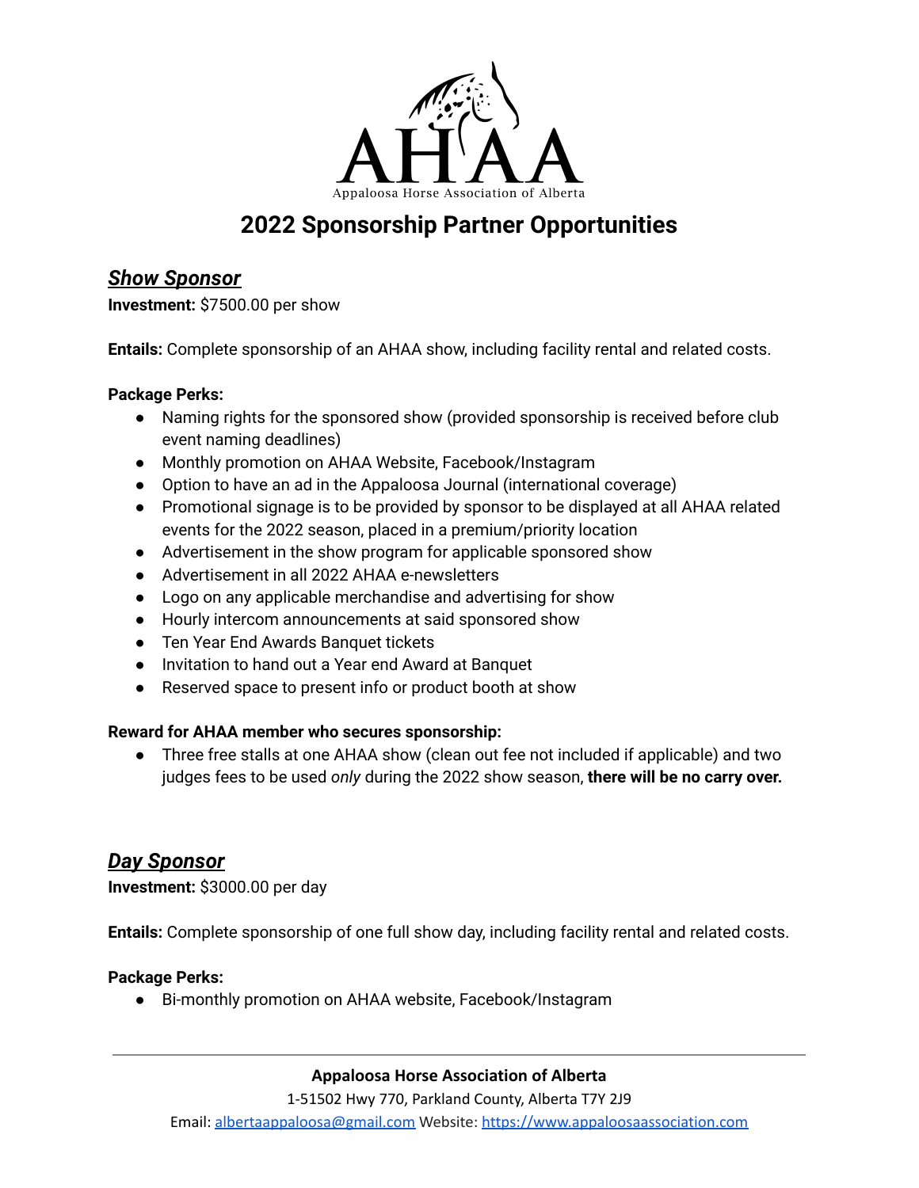AHAA

Appaloosa Horse Association of Alberta

# 2022 Sponsorship Partner Opportunities

## ***Show Sponsor***

**Investment:** $7500.00 per show

**Entails:** Complete sponsorship of an AHAA show, including facility rental and related costs.

**Package Perks:**

- Naming rights for the sponsored show (provided sponsorship is received before club event naming deadlines)
- Monthly promotion on AHAA Website, Facebook/Instagram
- Option to have an ad in the Appaloosa Journal (international coverage)
- Promotional signage is to be provided by sponsor to be displayed at all AHAA related events for the 2022 season, placed in a premium/priority location
- Advertisement in the show program for applicable sponsored show
- Advertisement in all 2022 AHAA e-newsletters
- Logo on any applicable merchandise and advertising for show
- Hourly intercom announcements at said sponsored show
- Ten Year End Awards Banquet tickets
- Invitation to hand out a Year end Award at Banquet
- Reserved space to present info or product booth at show

**Reward for AHAA member who secures sponsorship:**

- Three free stalls at one AHAA show (clean out fee not included if applicable) and two judges fees to be used *only* during the 2022 show season, **there will be no carry over.**

## ***Day Sponsor***

**Investment:** $3000.00 per day

**Entails:** Complete sponsorship of one full show day, including facility rental and related costs.

**Package Perks:**

- Bi-monthly promotion on AHAA website, Facebook/Instagram

**Appaloosa Horse Association of Alberta**
1-51502 Hwy 770, Parkland County, Alberta T7Y 2J9
Email: albertaappaloosa@gmail.com Website: https://www.appaloosaassociation.com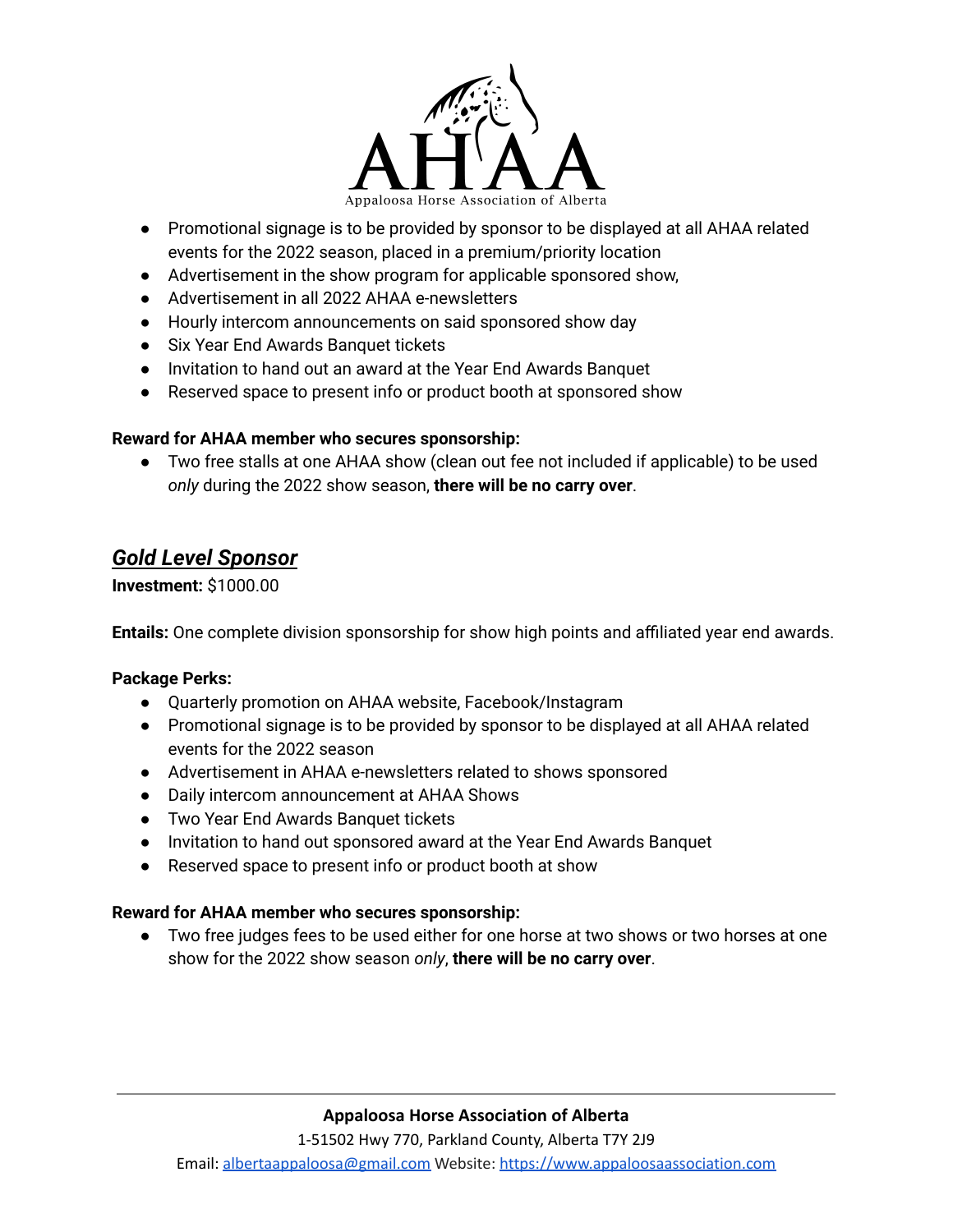- Promotional signage is to be provided by sponsor to be displayed at all AHAA related events for the 2022 season, placed in a premium/priority location
- Advertisement in the show program for applicable sponsored show,
- Advertisement in all 2022 AHAA e-newsletters
- Hourly intercom announcements on said sponsored show day
- Six Year End Awards Banquet tickets
- Invitation to hand out an award at the Year End Awards Banquet
- Reserved space to present info or product booth at sponsored show

**Reward for AHAA member who secures sponsorship:**

- Two free stalls at one AHAA show (clean out fee not included if applicable) to be used *only* during the 2022 show season, **there will be no carry over**.

## ***Gold Level Sponsor***

**Investment:** $1000.00

**Entails:** One complete division sponsorship for show high points and affiliated year end awards.

**Package Perks:**

- Quarterly promotion on AHAA website, Facebook/Instagram
- Promotional signage is to be provided by sponsor to be displayed at all AHAA related events for the 2022 season
- Advertisement in AHAA e-newsletters related to shows sponsored
- Daily intercom announcement at AHAA Shows
- Two Year End Awards Banquet tickets
- Invitation to hand out sponsored award at the Year End Awards Banquet
- Reserved space to present info or product booth at show

**Reward for AHAA member who secures sponsorship:**

- Two free judges fees to be used either for one horse at two shows or two horses at one show for the 2022 show season *only*, **there will be no carry over**.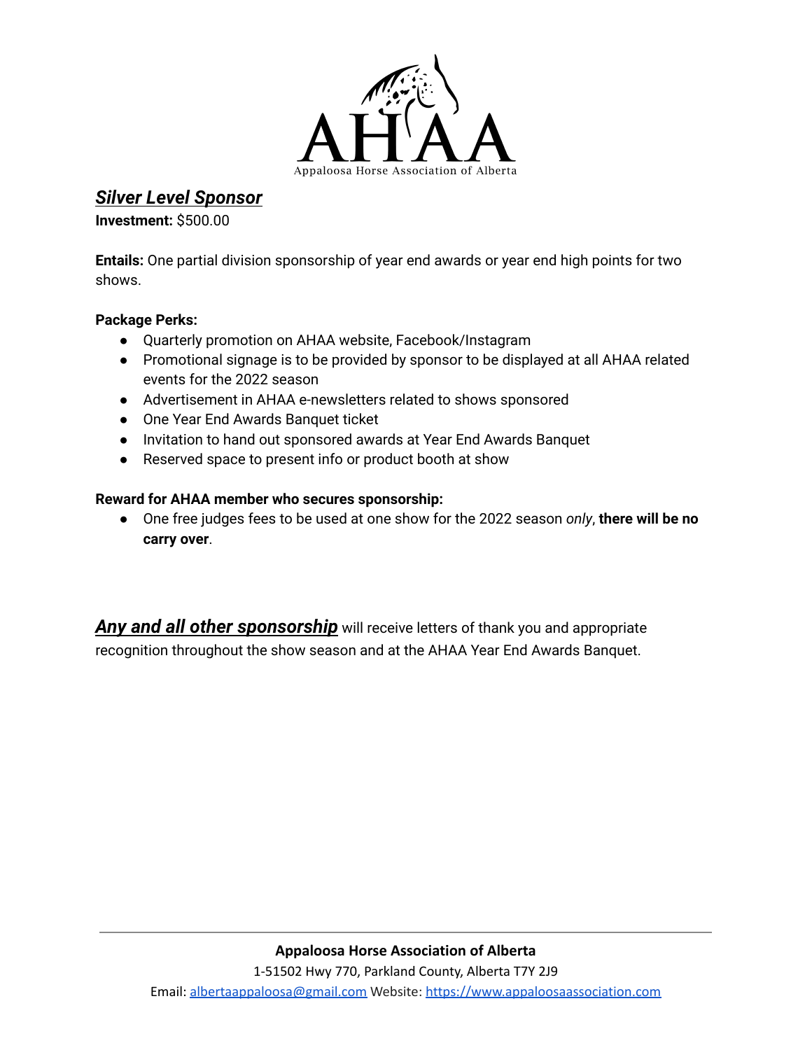AHAA

Appaloosa Horse Association of Alberta

## ***Silver Level Sponsor***

**Investment:** $500.00

**Entails:** One partial division sponsorship of year end awards or year end high points for two shows.

**Package Perks:**

- Quarterly promotion on AHAA website, Facebook/Instagram
- Promotional signage is to be provided by sponsor to be displayed at all AHAA related events for the 2022 season
- Advertisement in AHAA e-newsletters related to shows sponsored
- One Year End Awards Banquet ticket
- Invitation to hand out sponsored awards at Year End Awards Banquet
- Reserved space to present info or product booth at show

**Reward for AHAA member who secures sponsorship:**

- One free judges fees to be used at one show for the 2022 season *only*, **there will be no carry over**.

***Any and all other sponsorship*** will receive letters of thank you and appropriate recognition throughout the show season and at the AHAA Year End Awards Banquet.

**Appaloosa Horse Association of Alberta**

1-51502 Hwy 770, Parkland County, Alberta T7Y 2J9

Email: albertaappaloosa@gmail.com Website: https://www.appaloosaassociation.com